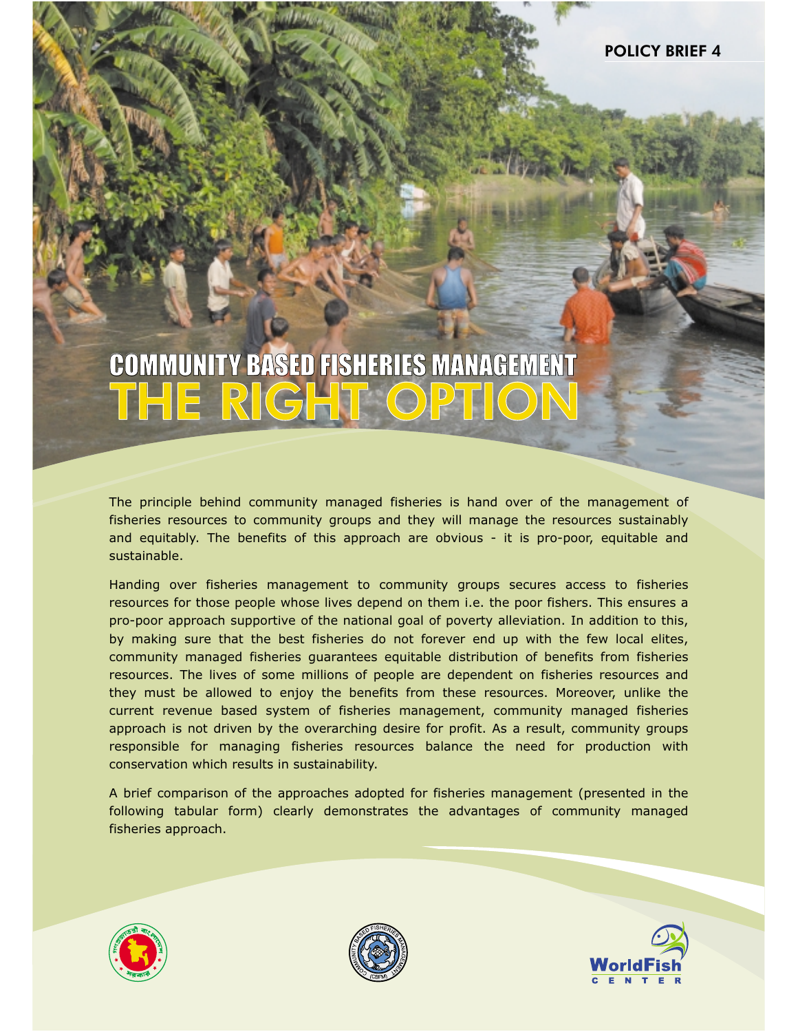POLICY BRIEF 4

# COMMUNITY BASED FISHERIES MANAGEMENT
# THE RIGHT OPTION

The principle behind community managed fisheries is hand over of the management of fisheries resources to community groups and they will manage the resources sustainably and equitably. The benefits of this approach are obvious - it is pro-poor, equitable and sustainable.

Handing over fisheries management to community groups secures access to fisheries resources for those people whose lives depend on them i.e. the poor fishers. This ensures a pro-poor approach supportive of the national goal of poverty alleviation. In addition to this, by making sure that the best fisheries do not forever end up with the few local elites, community managed fisheries guarantees equitable distribution of benefits from fisheries resources. The lives of some millions of people are dependent on fisheries resources and they must be allowed to enjoy the benefits from these resources. Moreover, unlike the current revenue based system of fisheries management, community managed fisheries approach is not driven by the overarching desire for profit. As a result, community groups responsible for managing fisheries resources balance the need for production with conservation which results in sustainability.

A brief comparison of the approaches adopted for fisheries management (presented in the following tabular form) clearly demonstrates the advantages of community managed fisheries approach.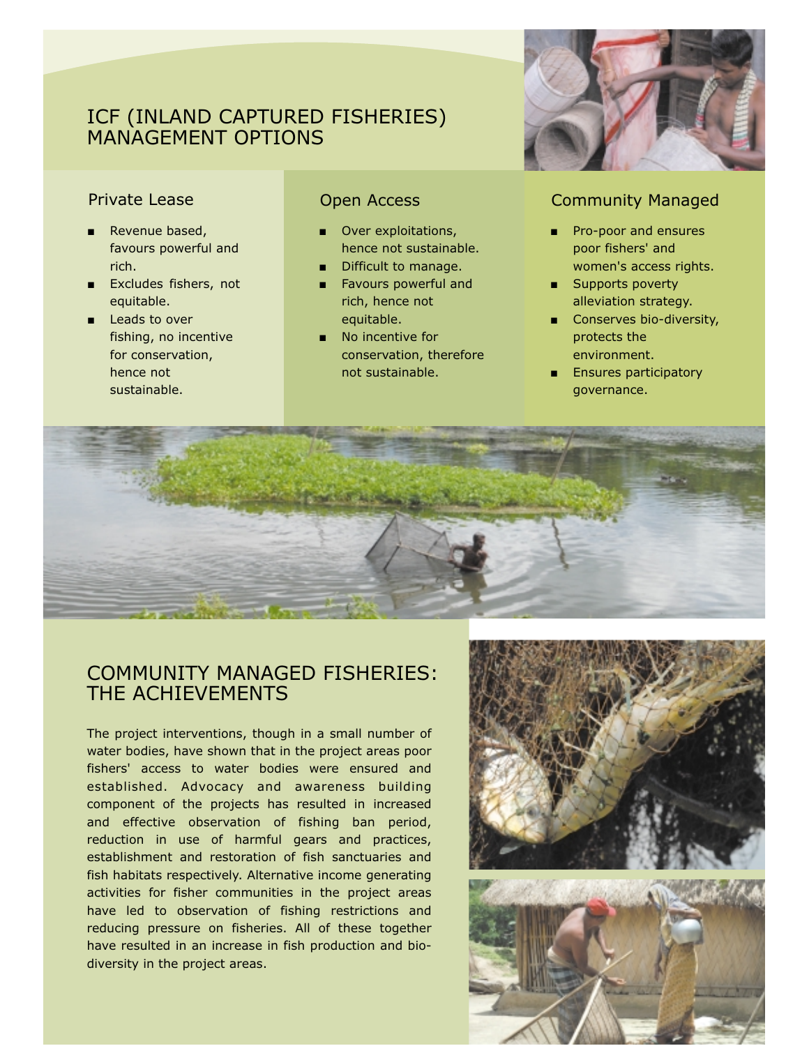# ICF (INLAND CAPTURED FISHERIES) MANAGEMENT OPTIONS

## Private Lease

- Revenue based, favours powerful and rich.
- Excludes fishers, not equitable.
- Leads to over fishing, no incentive for conservation, hence not sustainable.

## Open Access

- Over exploitations, hence not sustainable.
- Difficult to manage.
- Favours powerful and rich, hence not equitable.
- No incentive for conservation, therefore not sustainable.

## Community Managed

- Pro-poor and ensures poor fishers' and women's access rights.
- Supports poverty alleviation strategy.
- Conserves bio-diversity, protects the environment.
- Ensures participatory governance.

# COMMUNITY MANAGED FISHERIES: THE ACHIEVEMENTS

The project interventions, though in a small number of water bodies, have shown that in the project areas poor fishers' access to water bodies were ensured and established. Advocacy and awareness building component of the projects has resulted in increased and effective observation of fishing ban period, reduction in use of harmful gears and practices, establishment and restoration of fish sanctuaries and fish habitats respectively. Alternative income generating activities for fisher communities in the project areas have led to observation of fishing restrictions and reducing pressure on fisheries. All of these together have resulted in an increase in fish production and bio-diversity in the project areas.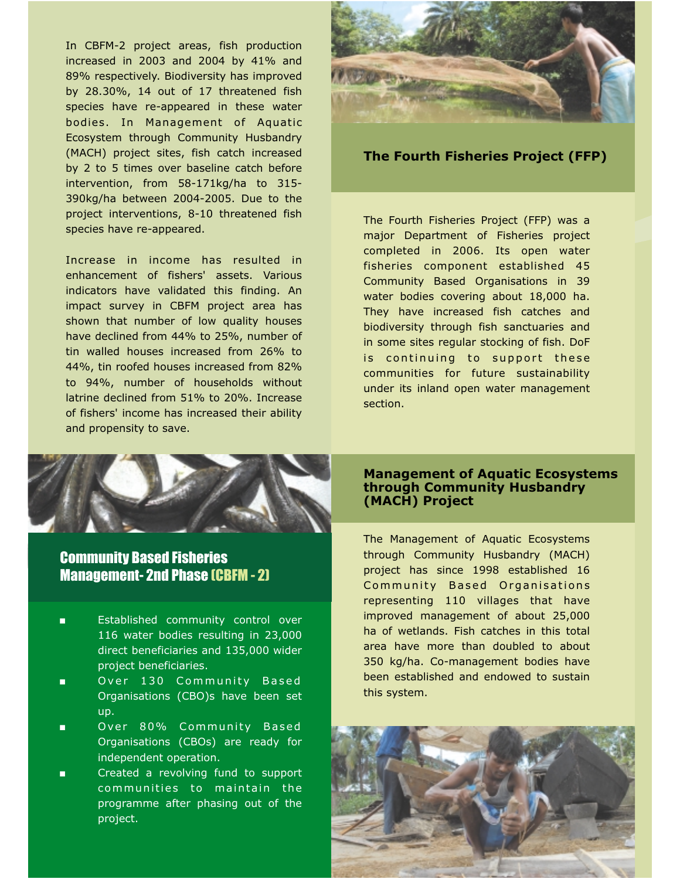In CBFM-2 project areas, fish production increased in 2003 and 2004 by 41% and 89% respectively. Biodiversity has improved by 28.30%, 14 out of 17 threatened fish species have re-appeared in these water bodies. In Management of Aquatic Ecosystem through Community Husbandry (MACH) project sites, fish catch increased by 2 to 5 times over baseline catch before intervention, from 58-171kg/ha to 315-390kg/ha between 2004-2005. Due to the project interventions, 8-10 threatened fish species have re-appeared.

Increase in income has resulted in enhancement of fishers' assets. Various indicators have validated this finding. An impact survey in CBFM project area has shown that number of low quality houses have declined from 44% to 25%, number of tin walled houses increased from 26% to 44%, tin roofed houses increased from 82% to 94%, number of households without latrine declined from 51% to 20%. Increase of fishers' income has increased their ability and propensity to save.

## Community Based Fisheries Management- 2nd Phase (CBFM - 2)

- Established community control over 116 water bodies resulting in 23,000 direct beneficiaries and 135,000 wider project beneficiaries.
- Over 130 Community Based Organisations (CBO)s have been set up.
- Over 80% Community Based Organisations (CBOs) are ready for independent operation.
- Created a revolving fund to support communities to maintain the programme after phasing out of the project.

## The Fourth Fisheries Project (FFP)

The Fourth Fisheries Project (FFP) was a major Department of Fisheries project completed in 2006. Its open water fisheries component established 45 Community Based Organisations in 39 water bodies covering about 18,000 ha. They have increased fish catches and biodiversity through fish sanctuaries and in some sites regular stocking of fish. DoF is continuing to support these communities for future sustainability under its inland open water management section.

## Management of Aquatic Ecosystems through Community Husbandry (MACH) Project

The Management of Aquatic Ecosystems through Community Husbandry (MACH) project has since 1998 established 16 Community Based Organisations representing 110 villages that have improved management of about 25,000 ha of wetlands. Fish catches in this total area have more than doubled to about 350 kg/ha. Co-management bodies have been established and endowed to sustain this system.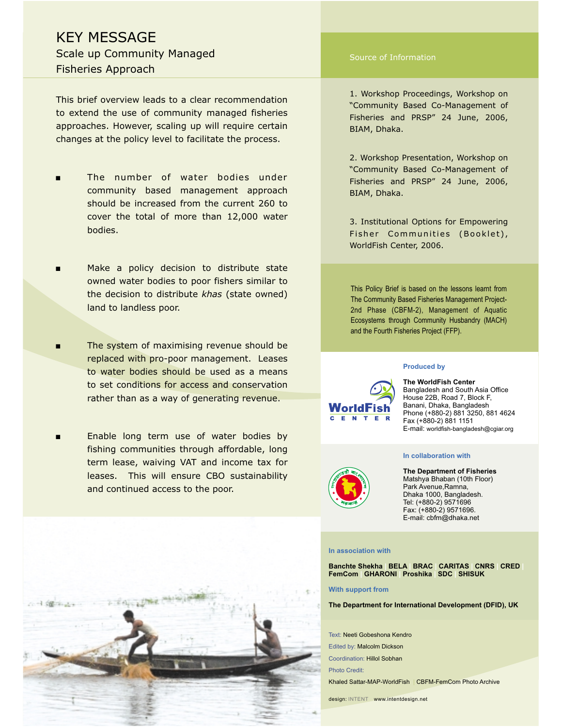# KEY MESSAGE

## Scale up Community Managed Fisheries Approach

This brief overview leads to a clear recommendation to extend the use of community managed fisheries approaches. However, scaling up will require certain changes at the policy level to facilitate the process.

- The number of water bodies under community based management approach should be increased from the current 260 to cover the total of more than 12,000 water bodies.
- Make a policy decision to distribute state owned water bodies to poor fishers similar to the decision to distribute *khas* (state owned) land to landless poor.
- The system of maximising revenue should be replaced with pro-poor management. Leases to water bodies should be used as a means to set conditions for access and conservation rather than as a way of generating revenue.
- Enable long term use of water bodies by fishing communities through affordable, long term lease, waiving VAT and income tax for leases. This will ensure CBO sustainability and continued access to the poor.

### Source of Information

1. Workshop Proceedings, Workshop on "Community Based Co-Management of Fisheries and PRSP" 24 June, 2006, BIAM, Dhaka.

2. Workshop Presentation, Workshop on "Community Based Co-Management of Fisheries and PRSP" 24 June, 2006, BIAM, Dhaka.

3. Institutional Options for Empowering Fisher Communities (Booklet), WorldFish Center, 2006.

This Policy Brief is based on the lessons learnt from The Community Based Fisheries Management Project-2nd Phase (CBFM-2), Management of Aquatic Ecosystems through Community Husbandry (MACH) and the Fourth Fisheries Project (FFP).

**Produced by**

**The WorldFish Center**
Bangladesh and South Asia Office
House 22B, Road 7, Block F,
Banani, Dhaka, Bangladesh
Phone (+880-2) 881 3250, 881 4624
Fax (+880-2) 881 1151
E-mail: worldfish-bangladesh@cgiar.org

**In collaboration with**

**The Department of Fisheries**
Matshya Bhaban (10th Floor)
Park Avenue,Ramna,
Dhaka 1000, Bangladesh.
Tel: (+880-2) 9571696
Fax: (+880-2) 9571696.
E-mail: cbfm@dhaka.net

**In association with**

**Banchte Shekha | BELA | BRAC | CARITAS | CNRS | CRED | FemCom | GHARONI | Proshika | SDC | SHISUK**

**With support from**

**The Department for International Development (DFID), UK**

Text: Neeti Gobeshona Kendro
Edited by: Malcolm Dickson
Coordination: Hillol Sobhan
Photo Credit:
Khaled Sattar-MAP-WorldFish | CBFM-FemCom Photo Archive

design: INTENT www.intentdesign.net